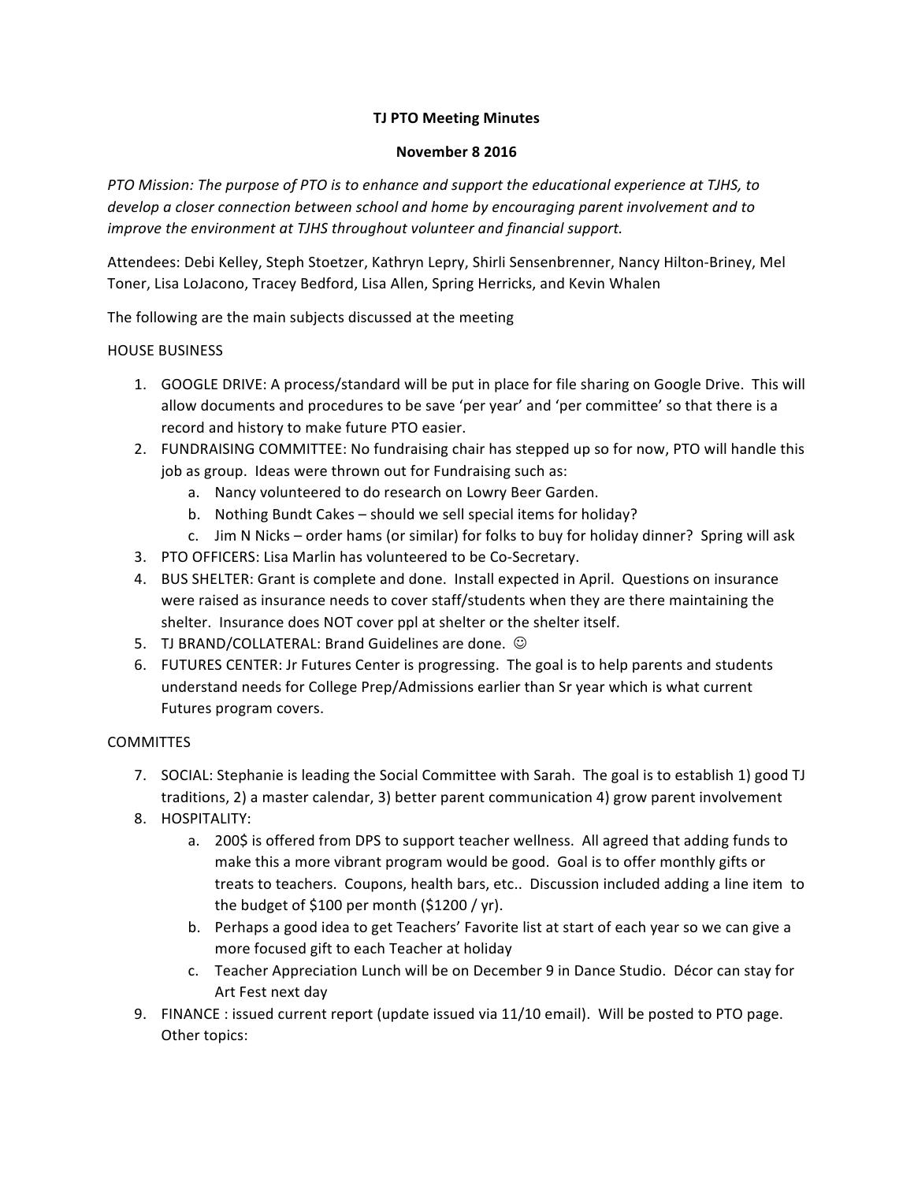**TJ PTO Meeting Minutes**

**November 8 2016**

*PTO Mission: The purpose of PTO is to enhance and support the educational experience at TJHS, to develop a closer connection between school and home by encouraging parent involvement and to improve the environment at TJHS throughout volunteer and financial support.*

Attendees: Debi Kelley, Steph Stoetzer, Kathryn Lepry, Shirli Sensenbrenner, Nancy Hilton-Briney, Mel Toner, Lisa LoJacono, Tracey Bedford, Lisa Allen, Spring Herricks, and Kevin Whalen

The following are the main subjects discussed at the meeting

HOUSE BUSINESS

1. GOOGLE DRIVE: A process/standard will be put in place for file sharing on Google Drive. This will allow documents and procedures to be save 'per year' and 'per committee' so that there is a record and history to make future PTO easier.
2. FUNDRAISING COMMITTEE: No fundraising chair has stepped up so for now, PTO will handle this job as group. Ideas were thrown out for Fundraising such as:
   a. Nancy volunteered to do research on Lowry Beer Garden.
   b. Nothing Bundt Cakes – should we sell special items for holiday?
   c. Jim N Nicks – order hams (or similar) for folks to buy for holiday dinner? Spring will ask
3. PTO OFFICERS: Lisa Marlin has volunteered to be Co-Secretary.
4. BUS SHELTER: Grant is complete and done. Install expected in April. Questions on insurance were raised as insurance needs to cover staff/students when they are there maintaining the shelter. Insurance does NOT cover ppl at shelter or the shelter itself.
5. TJ BRAND/COLLATERAL: Brand Guidelines are done. ☺
6. FUTURES CENTER: Jr Futures Center is progressing. The goal is to help parents and students understand needs for College Prep/Admissions earlier than Sr year which is what current Futures program covers.

COMMITTES

7. SOCIAL: Stephanie is leading the Social Committee with Sarah. The goal is to establish 1) good TJ traditions, 2) a master calendar, 3) better parent communication 4) grow parent involvement
8. HOSPITALITY:
   a. 200$ is offered from DPS to support teacher wellness. All agreed that adding funds to make this a more vibrant program would be good. Goal is to offer monthly gifts or treats to teachers. Coupons, health bars, etc.. Discussion included adding a line item to the budget of $100 per month ($1200 / yr).
   b. Perhaps a good idea to get Teachers' Favorite list at start of each year so we can give a more focused gift to each Teacher at holiday
   c. Teacher Appreciation Lunch will be on December 9 in Dance Studio. Décor can stay for Art Fest next day
9. FINANCE : issued current report (update issued via 11/10 email). Will be posted to PTO page. Other topics: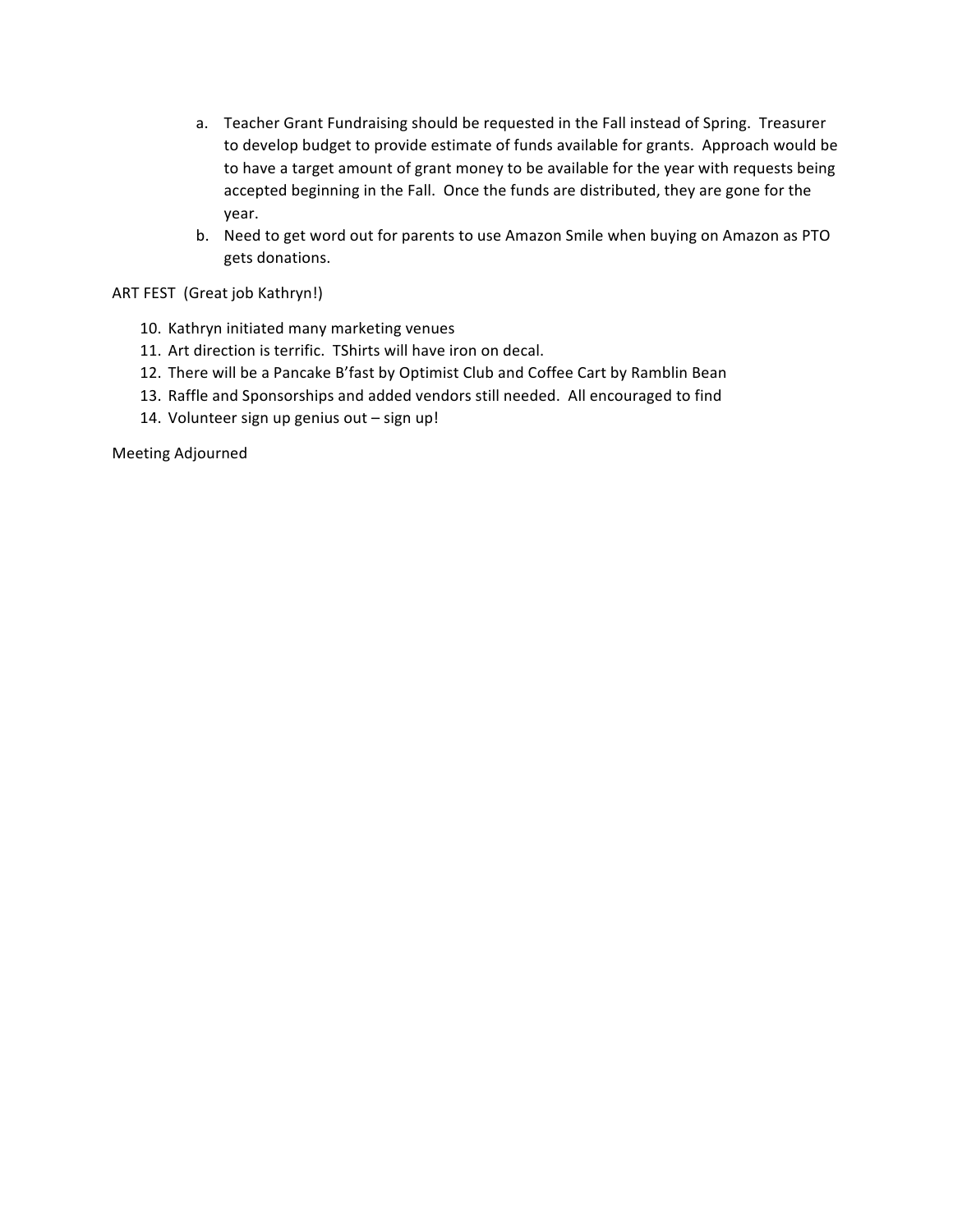a. Teacher Grant Fundraising should be requested in the Fall instead of Spring. Treasurer to develop budget to provide estimate of funds available for grants. Approach would be to have a target amount of grant money to be available for the year with requests being accepted beginning in the Fall. Once the funds are distributed, they are gone for the year.
b. Need to get word out for parents to use Amazon Smile when buying on Amazon as PTO gets donations.

ART FEST (Great job Kathryn!)

10. Kathryn initiated many marketing venues
11. Art direction is terrific. TShirts will have iron on decal.
12. There will be a Pancake B'fast by Optimist Club and Coffee Cart by Ramblin Bean
13. Raffle and Sponsorships and added vendors still needed. All encouraged to find
14. Volunteer sign up genius out – sign up!

Meeting Adjourned